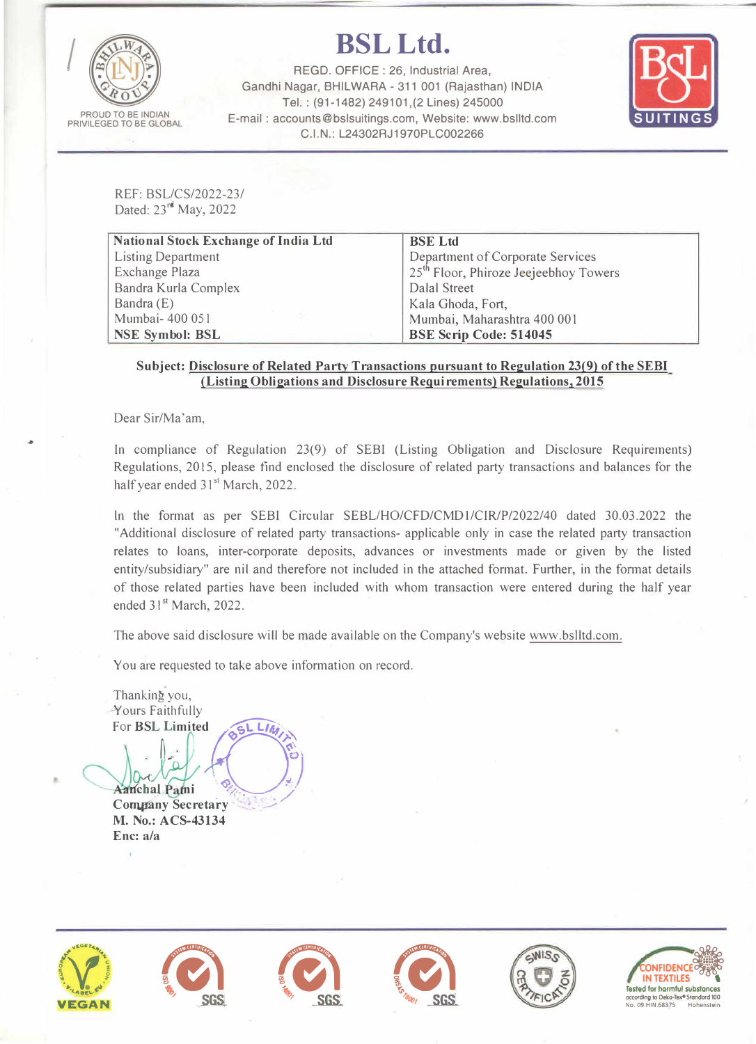# BSL Ltd.

REGD. OFFICE : 26, Industrial Area,
Gandhi Nagar, BHILWARA - 311 001 (Rajasthan) INDIA
Tel. : (91-1482) 249101,(2 Lines) 245000
E-mail : accounts@bslsuitings.com, Website: www.bslltd.com
C.I.N.: L24302RJ1970PLC002266

PROUD TO BE INDIAN
PRIVILEGED TO BE GLOBAL

REF: BSL/CS/2022-23/
Dated: 23rd May, 2022

| **National Stock Exchange of India Ltd** | **BSE Ltd** |
|---|---|
| Listing Department | Department of Corporate Services |
| Exchange Plaza | 25th Floor, Phiroze Jeejeebhoy Towers |
| Bandra Kurla Complex | Dalal Street |
| Bandra (E) | Kala Ghoda, Fort, |
| Mumbai- 400 051 | Mumbai, Maharashtra 400 001 |
| **NSE Symbol: BSL** | **BSE Scrip Code: 514045** |

**Subject: Disclosure of Related Party Transactions pursuant to Regulation 23(9) of the SEBI (Listing Obligations and Disclosure Requirements) Regulations, 2015**

Dear Sir/Ma'am,

In compliance of Regulation 23(9) of SEBI (Listing Obligation and Disclosure Requirements) Regulations, 2015, please find enclosed the disclosure of related party transactions and balances for the half year ended 31st March, 2022.

In the format as per SEBI Circular SEBL/HO/CFD/CMD1/CIR/P/2022/40 dated 30.03.2022 the "Additional disclosure of related party transactions- applicable only in case the related party transaction relates to loans, inter-corporate deposits, advances or investments made or given by the listed entity/subsidiary" are nil and therefore not included in the attached format. Further, in the format details of those related parties have been included with whom transaction were entered during the half year ended 31st March, 2022.

The above said disclosure will be made available on the Company's website www.bslltd.com.

You are requested to take above information on record.

Thanking you,
Yours Faithfully
For **BSL Limited**

**Aanchal Patni**
**Company Secretary**
**M. No.: ACS-43134**
**Enc: a/a**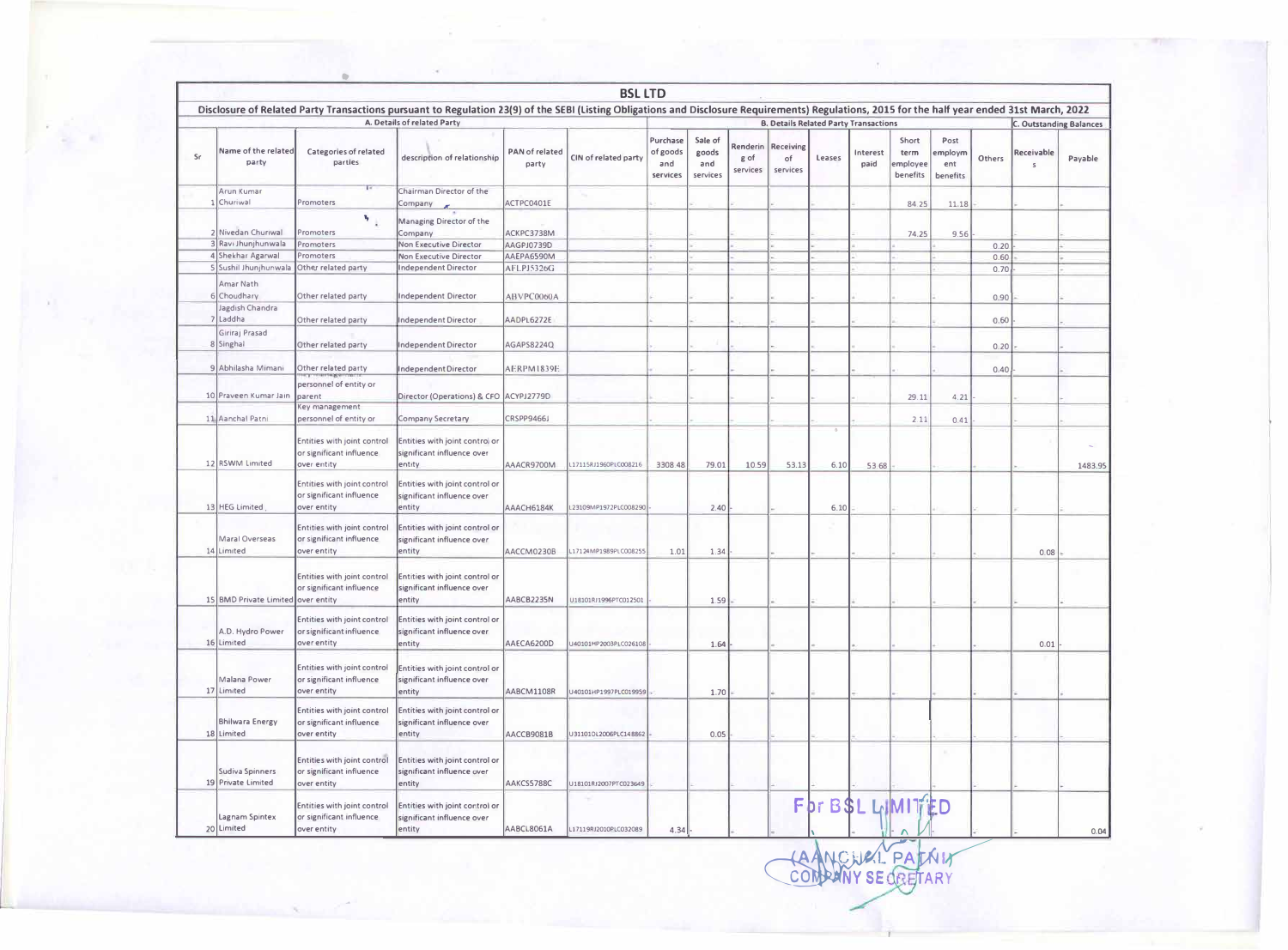# BSL LTD

## Disclosure of Related Party Transactions pursuant to Regulation 23(9) of the SEBI (Listing Obligations and Disclosure Requirements) Regulations, 2015 for the half year ended 31st March, 2022

| A. Details of related Party | | | | | | B. Details Related Party Transactions | | | | | | | | | C. Outstanding Balances | |
|---|---|---|---|---|---|---|---|---|---|---|---|---|---|---|---|---|
| Sr | Name of the related party | Categories of related parties | description of relationship | PAN of related party | CIN of related party | Purchase of goods and services | Sale of goods and services | Rendering of services | Receiving of services | Leases | Interest paid | Short term employee benefits | Post employment benefits | Others | Receivables | Payable |
| 1 | Arun Kumar Churiwal | Promoters | Chairman Director of the Company | ACTPC0401E | | - | - | - | - | - | - | 84.25 | 11.18 | - | - | - |
| 2 | Nivedan Churiwal | Promoters | Managing Director of the Company | ACKPC3738M | | - | - | - | - | - | - | 74.25 | 9.56 | - | | - |
| 3 | Ravi Jhunjhunwala | Promoters | Non Executive Director | AAGPJ0739D | | - | - | - | - | - | - | - | - | 0.20 | - | - |
| 4 | Shekhar Agarwal | Promoters | Non Executive Director | AAEPA6590M | | - | - | - | - | - | - | - | - | 0.60 | - | - |
| 5 | Sushil Jhunjhunwala | Other related party | Independent Director | AFLPJ5326G | | - | - | - | - | - | - | - | - | 0.70 | - | - |
| 6 | Amar Nath Choudhary | Other related party | Independent Director | ABVPC0060A | | - | - | - | - | - | - | - | - | 0.90 | - | - |
| 7 | Jagdish Chandra Laddha | Other related party | Independent Director | AADPL6272E | | - | - | - | - | - | - | - | - | 0.60 | - | - |
| 8 | Giriraj Prasad Singhal | Other related party | Independent Director | AGAPS8224Q | | - | - | - | - | - | - | - | - | 0.20 | - | - |
| 9 | Abhilasha Mimani | Other related party | Independent Director | AERPM1839E | | - | - | - | - | - | - | - | - | 0.40 | - | - |
| 10 | Praveen Kumar Jain | Key management personnel of entity or parent | Director (Operations) & CFO | ACYPJ2779D | | - | - | - | - | - | - | 29.11 | 4.21 | - | - | - |
| 11 | Aanchal Patni | Key management personnel of entity or | Company Secretary | CRSPP9466J | | - | - | - | - | - | - | 2.11 | 0.41 | - | - | - |
| 12 | RSWM Limited | Entities with joint control or significant influence over entity | Entities with joint control or significant influence over entity | AAACR9700M | L17115RJ1960PLC008216 | 3308.48 | 79.01 | 10.59 | 53.13 | 6.10 | 53.68 | - | | | | 1483.95 |
| 13 | HEG Limited | Entities with joint control or significant influence over entity | Entities with joint control or significant influence over entity | AAACH6184K | L23109MP1972PLC008290 | - | 2.40 | - | - | 6.10 | - | | | | | |
| 14 | Maral Overseas Limited | Entities with joint control or significant influence over entity | Entities with joint control or significant influence over entity | AACCM0230B | L17124MP1989PLC008255 | 1.01 | 1.34 | - | - | | | - | - | | 0.08 | - |
| 15 | BMD Private Limited | Entities with joint control or significant influence over entity | Entities with joint control or significant influence over entity | AABCB2235N | U18101RJ1996PTC012501 | - | 1.59 | - | - | | - | | | | | - |
| 16 | A.D. Hydro Power Limited | Entities with joint control or significant influence over entity | Entities with joint control or significant influence over entity | AAECA6200D | U40101HP2003PLC026108 | - | 1.64 | - | - | | - | - | | | 0.01 | - |
| 17 | Malana Power Limited | Entities with joint control or significant influence over entity | Entities with joint control or significant influence over entity | AABCM1108R | U40101HP1997PLC019959 | - | 1.70 | - | - | | - | - | | | - | - |
| 18 | Bhilwara Energy Limited | Entities with joint control or significant influence over entity | Entities with joint control or significant influence over entity | AACCB9081B | U31101DL2006PLC148862 | - | 0.05 | - | | | | | | | | |
| 19 | Sudiva Spinners Private Limited | Entities with joint control or significant influence over entity | Entities with joint control or significant influence over entity | AAKCS5788C | U18101RJ2007PTC023649 | - | | | | | | | | | | |
| 20 | Lagnam Spintex Limited | Entities with joint control or significant influence over entity | Entities with joint control or significant influence over entity | AABCL8061A | L17119RJ2010PLC032089 | 4.34 | - | | - | | | | | | - | 0.04 |

For BSL LIMITED

(AANCHAL PATNI)
COMPANY SECRETARY